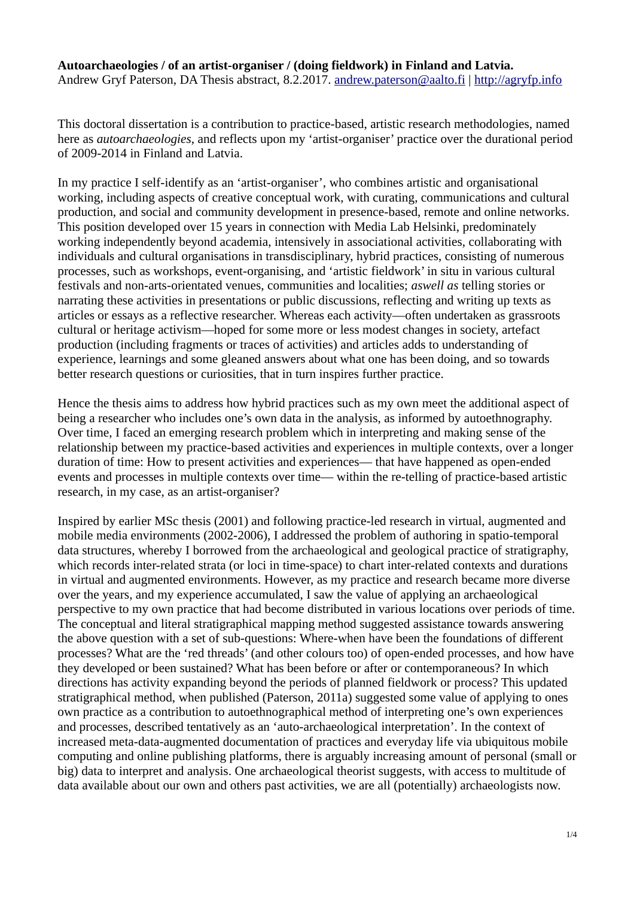**Autoarchaeologies / of an artist-organiser / (doing fieldwork) in Finland and Latvia.**
Andrew Gryf Paterson, DA Thesis abstract, 8.2.2017. andrew.paterson@aalto.fi | http://agryfp.info

This doctoral dissertation is a contribution to practice-based, artistic research methodologies, named here as *autoarchaeologies*, and reflects upon my 'artist-organiser' practice over the durational period of 2009-2014 in Finland and Latvia.

In my practice I self-identify as an 'artist-organiser', who combines artistic and organisational working, including aspects of creative conceptual work, with curating, communications and cultural production, and social and community development in presence-based, remote and online networks. This position developed over 15 years in connection with Media Lab Helsinki, predominately working independently beyond academia, intensively in associational activities, collaborating with individuals and cultural organisations in transdisciplinary, hybrid practices, consisting of numerous processes, such as workshops, event-organising, and 'artistic fieldwork' in situ in various cultural festivals and non-arts-orientated venues, communities and localities; *aswell as* telling stories or narrating these activities in presentations or public discussions, reflecting and writing up texts as articles or essays as a reflective researcher. Whereas each activity—often undertaken as grassroots cultural or heritage activism—hoped for some more or less modest changes in society, artefact production (including fragments or traces of activities) and articles adds to understanding of experience, learnings and some gleaned answers about what one has been doing, and so towards better research questions or curiosities, that in turn inspires further practice.

Hence the thesis aims to address how hybrid practices such as my own meet the additional aspect of being a researcher who includes one's own data in the analysis, as informed by autoethnography. Over time, I faced an emerging research problem which in interpreting and making sense of the relationship between my practice-based activities and experiences in multiple contexts, over a longer duration of time: How to present activities and experiences— that have happened as open-ended events and processes in multiple contexts over time— within the re-telling of practice-based artistic research, in my case, as an artist-organiser?

Inspired by earlier MSc thesis (2001) and following practice-led research in virtual, augmented and mobile media environments (2002-2006), I addressed the problem of authoring in spatio-temporal data structures, whereby I borrowed from the archaeological and geological practice of stratigraphy, which records inter-related strata (or loci in time-space) to chart inter-related contexts and durations in virtual and augmented environments. However, as my practice and research became more diverse over the years, and my experience accumulated, I saw the value of applying an archaeological perspective to my own practice that had become distributed in various locations over periods of time. The conceptual and literal stratigraphical mapping method suggested assistance towards answering the above question with a set of sub-questions: Where-when have been the foundations of different processes? What are the 'red threads' (and other colours too) of open-ended processes, and how have they developed or been sustained? What has been before or after or contemporaneous? In which directions has activity expanding beyond the periods of planned fieldwork or process? This updated stratigraphical method, when published (Paterson, 2011a) suggested some value of applying to ones own practice as a contribution to autoethnographical method of interpreting one's own experiences and processes, described tentatively as an 'auto-archaeological interpretation'. In the context of increased meta-data-augmented documentation of practices and everyday life via ubiquitous mobile computing and online publishing platforms, there is arguably increasing amount of personal (small or big) data to interpret and analysis. One archaeological theorist suggests, with access to multitude of data available about our own and others past activities, we are all (potentially) archaeologists now.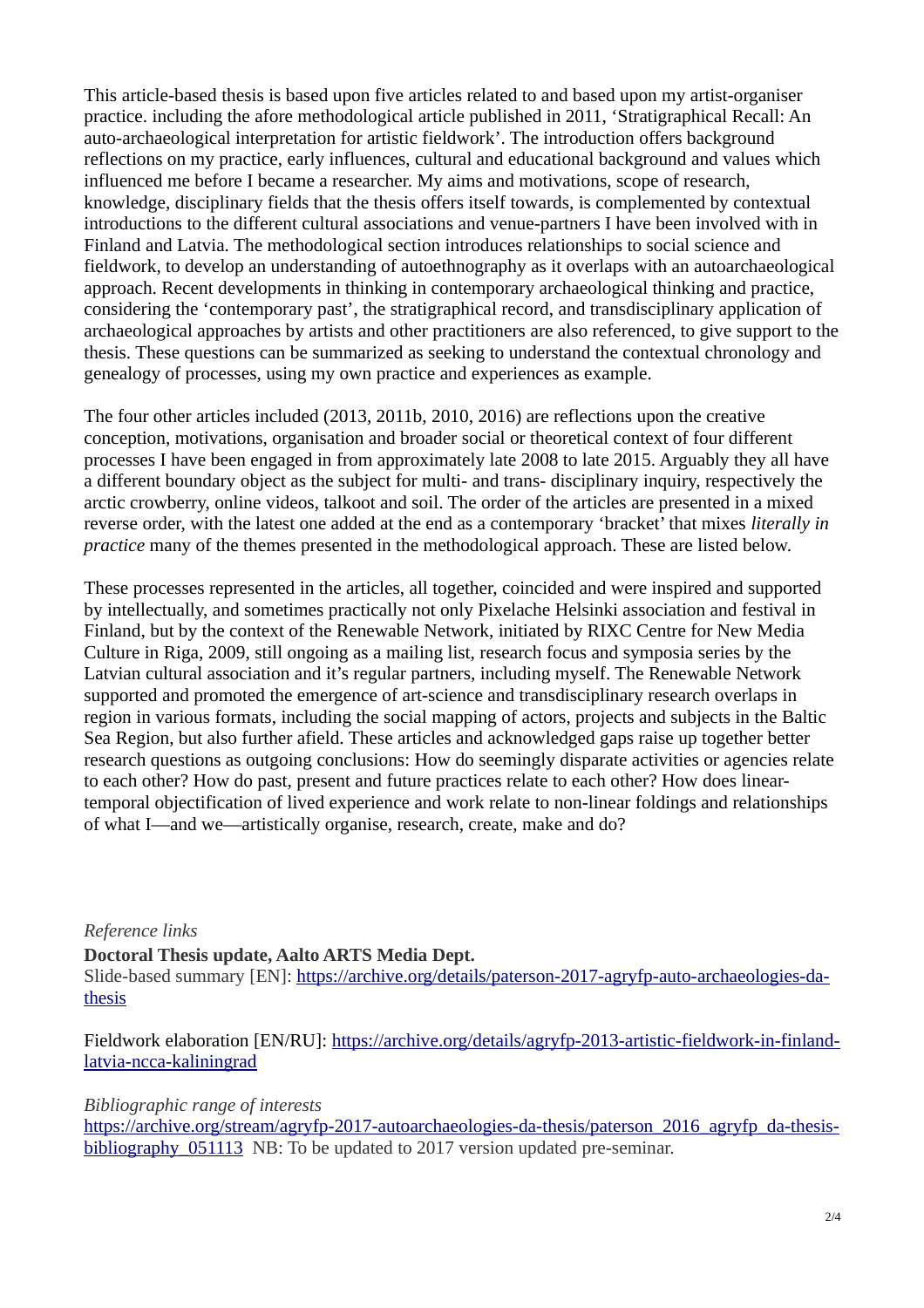This article-based thesis is based upon five articles related to and based upon my artist-organiser practice. including the afore methodological article published in 2011, 'Stratigraphical Recall: An auto-archaeological interpretation for artistic fieldwork'. The introduction offers background reflections on my practice, early influences, cultural and educational background and values which influenced me before I became a researcher. My aims and motivations, scope of research, knowledge, disciplinary fields that the thesis offers itself towards, is complemented by contextual introductions to the different cultural associations and venue-partners I have been involved with in Finland and Latvia. The methodological section introduces relationships to social science and fieldwork, to develop an understanding of autoethnography as it overlaps with an autoarchaeological approach. Recent developments in thinking in contemporary archaeological thinking and practice, considering the 'contemporary past', the stratigraphical record, and transdisciplinary application of archaeological approaches by artists and other practitioners are also referenced, to give support to the thesis. These questions can be summarized as seeking to understand the contextual chronology and genealogy of processes, using my own practice and experiences as example.

The four other articles included (2013, 2011b, 2010, 2016) are reflections upon the creative conception, motivations, organisation and broader social or theoretical context of four different processes I have been engaged in from approximately late 2008 to late 2015. Arguably they all have a different boundary object as the subject for multi- and trans- disciplinary inquiry, respectively the arctic crowberry, online videos, talkoot and soil. The order of the articles are presented in a mixed reverse order, with the latest one added at the end as a contemporary 'bracket' that mixes *literally in practice* many of the themes presented in the methodological approach. These are listed below.

These processes represented in the articles, all together, coincided and were inspired and supported by intellectually, and sometimes practically not only Pixelache Helsinki association and festival in Finland, but by the context of the Renewable Network, initiated by RIXC Centre for New Media Culture in Riga, 2009, still ongoing as a mailing list, research focus and symposia series by the Latvian cultural association and it's regular partners, including myself. The Renewable Network supported and promoted the emergence of art-science and transdisciplinary research overlaps in region in various formats, including the social mapping of actors, projects and subjects in the Baltic Sea Region, but also further afield. These articles and acknowledged gaps raise up together better research questions as outgoing conclusions: How do seemingly disparate activities or agencies relate to each other? How do past, present and future practices relate to each other? How does linear-temporal objectification of lived experience and work relate to non-linear foldings and relationships of what I—and we—artistically organise, research, create, make and do?

*Reference links*

**Doctoral Thesis update, Aalto ARTS Media Dept.**

Slide-based summary [EN]: https://archive.org/details/paterson-2017-agryfp-auto-archaeologies-da-thesis

Fieldwork elaboration [EN/RU]: https://archive.org/details/agryfp-2013-artistic-fieldwork-in-finland-latvia-ncca-kaliningrad

*Bibliographic range of interests*

https://archive.org/stream/agryfp-2017-autoarchaeologies-da-thesis/paterson_2016_agryfp_da-thesis-bibliography_051113 NB: To be updated to 2017 version updated pre-seminar.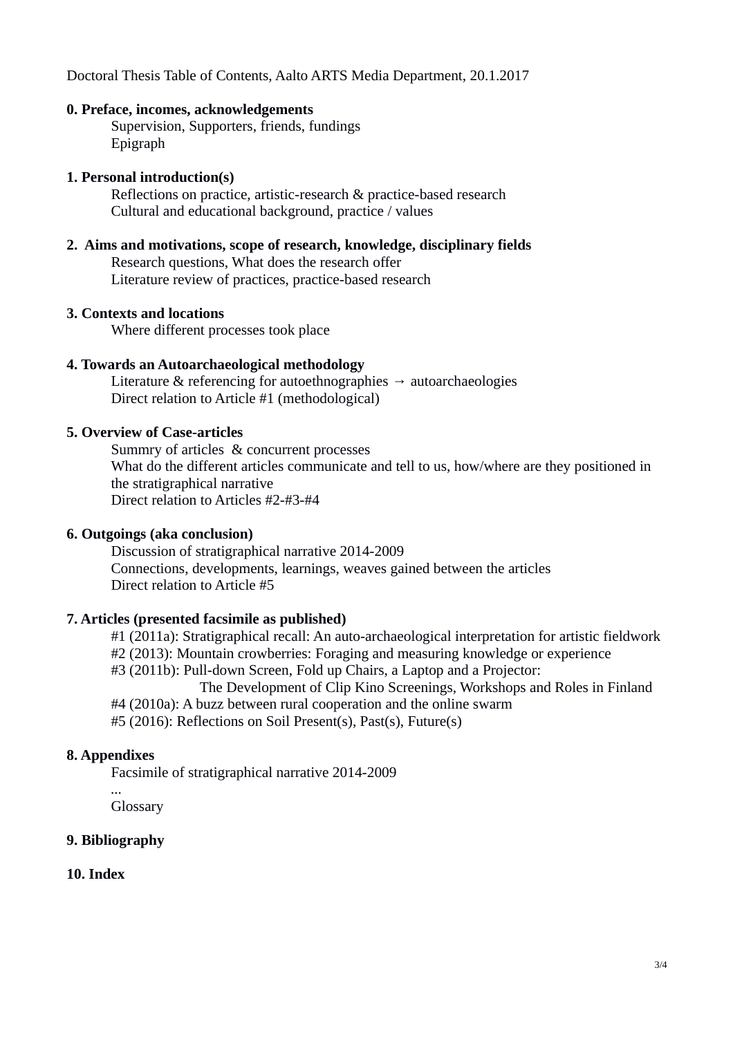Doctoral Thesis Table of Contents, Aalto ARTS Media Department, 20.1.2017

**0. Preface, incomes, acknowledgements**

Supervision, Supporters, friends, fundings
Epigraph

**1. Personal introduction(s)**

Reflections on practice, artistic-research & practice-based research
Cultural and educational background, practice / values

**2. Aims and motivations, scope of research, knowledge, disciplinary fields**

Research questions, What does the research offer
Literature review of practices, practice-based research

**3. Contexts and locations**

Where different processes took place

**4. Towards an Autoarchaeological methodology**

Literature & referencing for autoethnographies → autoarchaeologies
Direct relation to Article #1 (methodological)

**5. Overview of Case-articles**

Summry of articles & concurrent processes
What do the different articles communicate and tell to us, how/where are they positioned in the stratigraphical narrative
Direct relation to Articles #2-#3-#4

**6. Outgoings (aka conclusion)**

Discussion of stratigraphical narrative 2014-2009
Connections, developments, learnings, weaves gained between the articles
Direct relation to Article #5

**7. Articles (presented facsimile as published)**

#1 (2011a): Stratigraphical recall: An auto-archaeological interpretation for artistic fieldwork
#2 (2013): Mountain crowberries: Foraging and measuring knowledge or experience
#3 (2011b): Pull-down Screen, Fold up Chairs, a Laptop and a Projector: The Development of Clip Kino Screenings, Workshops and Roles in Finland
#4 (2010a): A buzz between rural cooperation and the online swarm
#5 (2016): Reflections on Soil Present(s), Past(s), Future(s)

**8. Appendixes**

Facsimile of stratigraphical narrative 2014-2009
...
Glossary

**9. Bibliography**

**10. Index**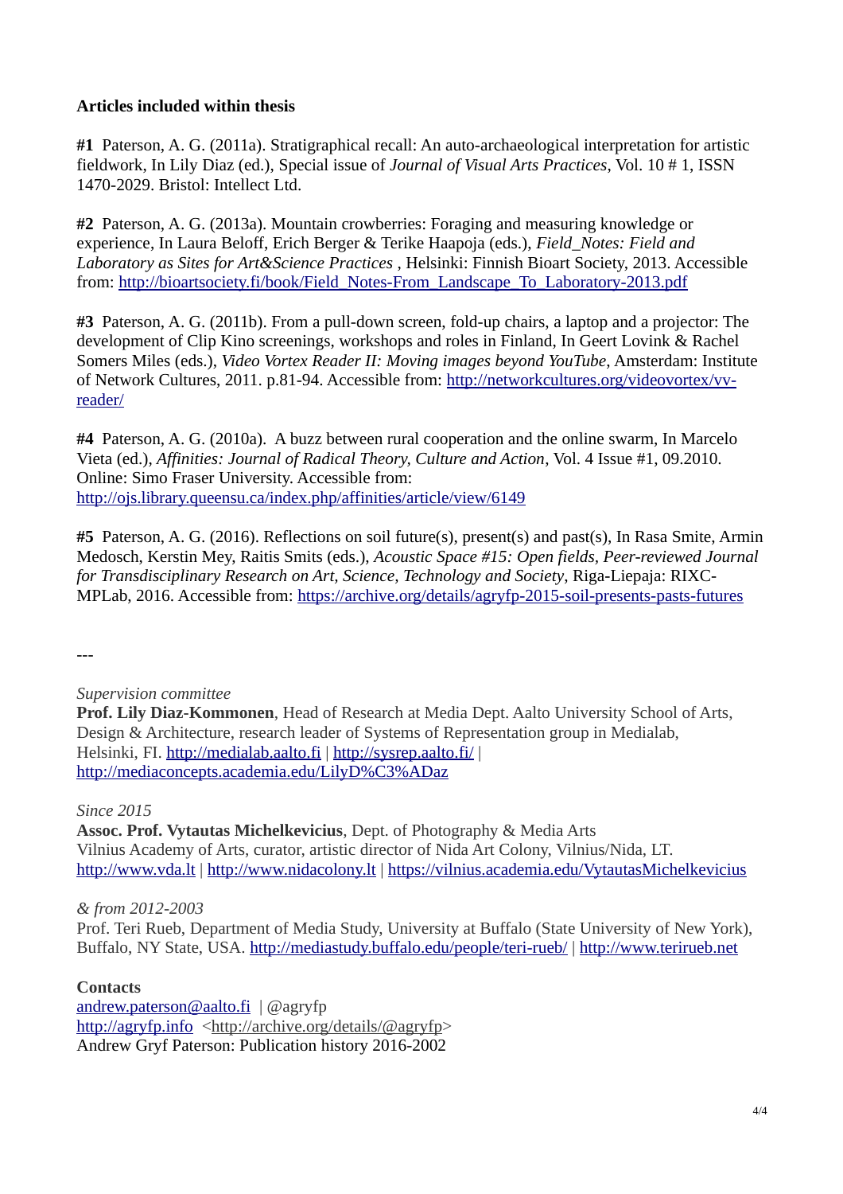**Articles included within thesis**

**#1** Paterson, A. G. (2011a). Stratigraphical recall: An auto-archaeological interpretation for artistic fieldwork, In Lily Diaz (ed.), Special issue of *Journal of Visual Arts Practices*, Vol. 10 # 1, ISSN 1470-2029. Bristol: Intellect Ltd.

**#2** Paterson, A. G. (2013a). Mountain crowberries: Foraging and measuring knowledge or experience, In Laura Beloff, Erich Berger & Terike Haapoja (eds.), *Field_Notes: Field and Laboratory as Sites for Art&Science Practices* , Helsinki: Finnish Bioart Society, 2013. Accessible from: http://bioartsociety.fi/book/Field_Notes-From_Landscape_To_Laboratory-2013.pdf

**#3** Paterson, A. G. (2011b). From a pull-down screen, fold-up chairs, a laptop and a projector: The development of Clip Kino screenings, workshops and roles in Finland, In Geert Lovink & Rachel Somers Miles (eds.), *Video Vortex Reader II: Moving images beyond YouTube*, Amsterdam: Institute of Network Cultures, 2011. p.81-94. Accessible from: http://networkcultures.org/videovortex/vv-reader/

**#4** Paterson, A. G. (2010a). A buzz between rural cooperation and the online swarm, In Marcelo Vieta (ed.), *Affinities: Journal of Radical Theory, Culture and Action*, Vol. 4 Issue #1, 09.2010. Online: Simo Fraser University. Accessible from: http://ojs.library.queensu.ca/index.php/affinities/article/view/6149

**#5** Paterson, A. G. (2016). Reflections on soil future(s), present(s) and past(s), In Rasa Smite, Armin Medosch, Kerstin Mey, Raitis Smits (eds.), *Acoustic Space #15: Open fields, Peer-reviewed Journal for Transdisciplinary Research on Art, Science, Technology and Society*, Riga-Liepaja: RIXC-MPLab, 2016. Accessible from: https://archive.org/details/agryfp-2015-soil-presents-pasts-futures

---

*Supervision committee*
**Prof. Lily Diaz-Kommonen**, Head of Research at Media Dept. Aalto University School of Arts, Design & Architecture, research leader of Systems of Representation group in Medialab, Helsinki, FI. http://medialab.aalto.fi | http://sysrep.aalto.fi/ | http://mediaconcepts.academia.edu/LilyD%C3%ADaz

*Since 2015*
**Assoc. Prof. Vytautas Michelkevicius**, Dept. of Photography & Media Arts Vilnius Academy of Arts, curator, artistic director of Nida Art Colony, Vilnius/Nida, LT. http://www.vda.lt | http://www.nidacolony.lt | https://vilnius.academia.edu/VytautasMichelkevicius

*& from 2012-2003*
Prof. Teri Rueb, Department of Media Study, University at Buffalo (State University of New York), Buffalo, NY State, USA. http://mediastudy.buffalo.edu/people/teri-rueb/ | http://www.terirueb.net

**Contacts**
andrew.paterson@aalto.fi | @agryfp
http://agryfp.info <http://archive.org/details/@agryfp>
Andrew Gryf Paterson: Publication history 2016-2002